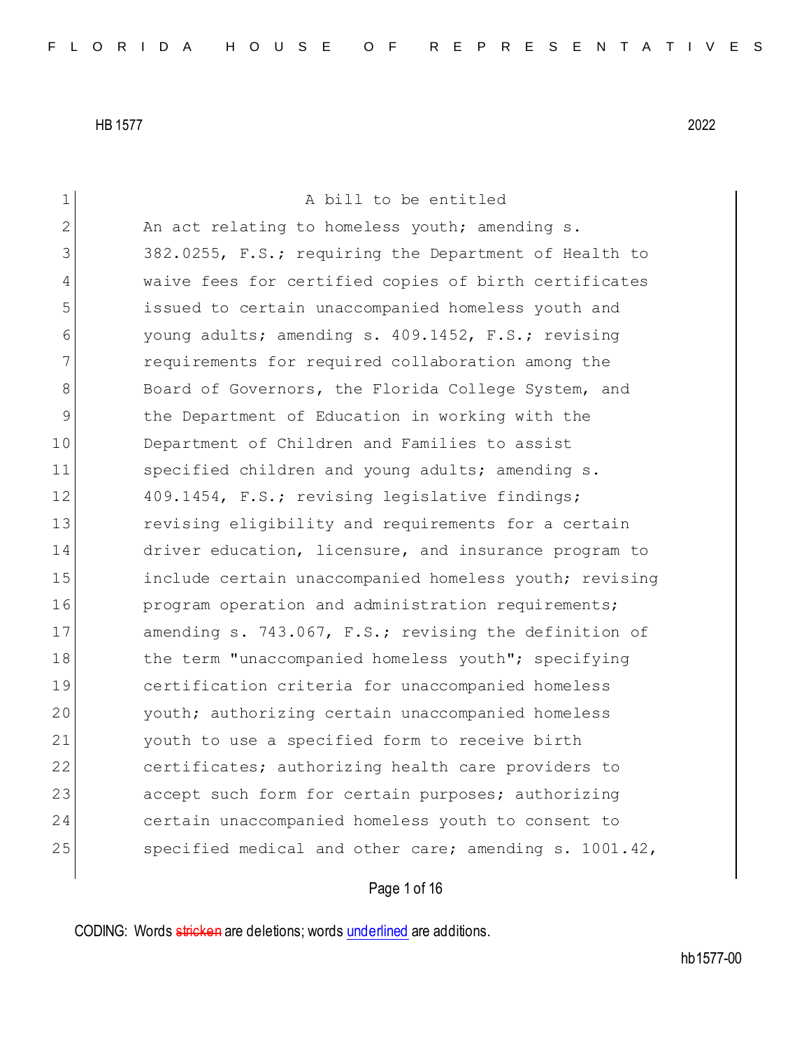A bill to be entitled

An act relating to homeless youth; amending s. 382.0255, F.S.; requiring the Department of Health to waive fees for certified copies of birth certificates issued to certain unaccompanied homeless youth and young adults; amending s. 409.1452, F.S.; revising requirements for required collaboration among the Board of Governors, the Florida College System, and the Department of Education in working with the Department of Children and Families to assist specified children and young adults; amending s. 409.1454, F.S.; revising legislative findings; revising eligibility and requirements for a certain driver education, licensure, and insurance program to include certain unaccompanied homeless youth; revising program operation and administration requirements; amending s. 743.067, F.S.; revising the definition of the term "unaccompanied homeless youth"; specifying certification criteria for unaccompanied homeless youth; authorizing certain unaccompanied homeless youth to use a specified form to receive birth certificates; authorizing health care providers to accept such form for certain purposes; authorizing certain unaccompanied homeless youth to consent to specified medical and other care; amending s. 1001.42,

CODING: Words ~~stricken~~ are deletions; words underlined are additions.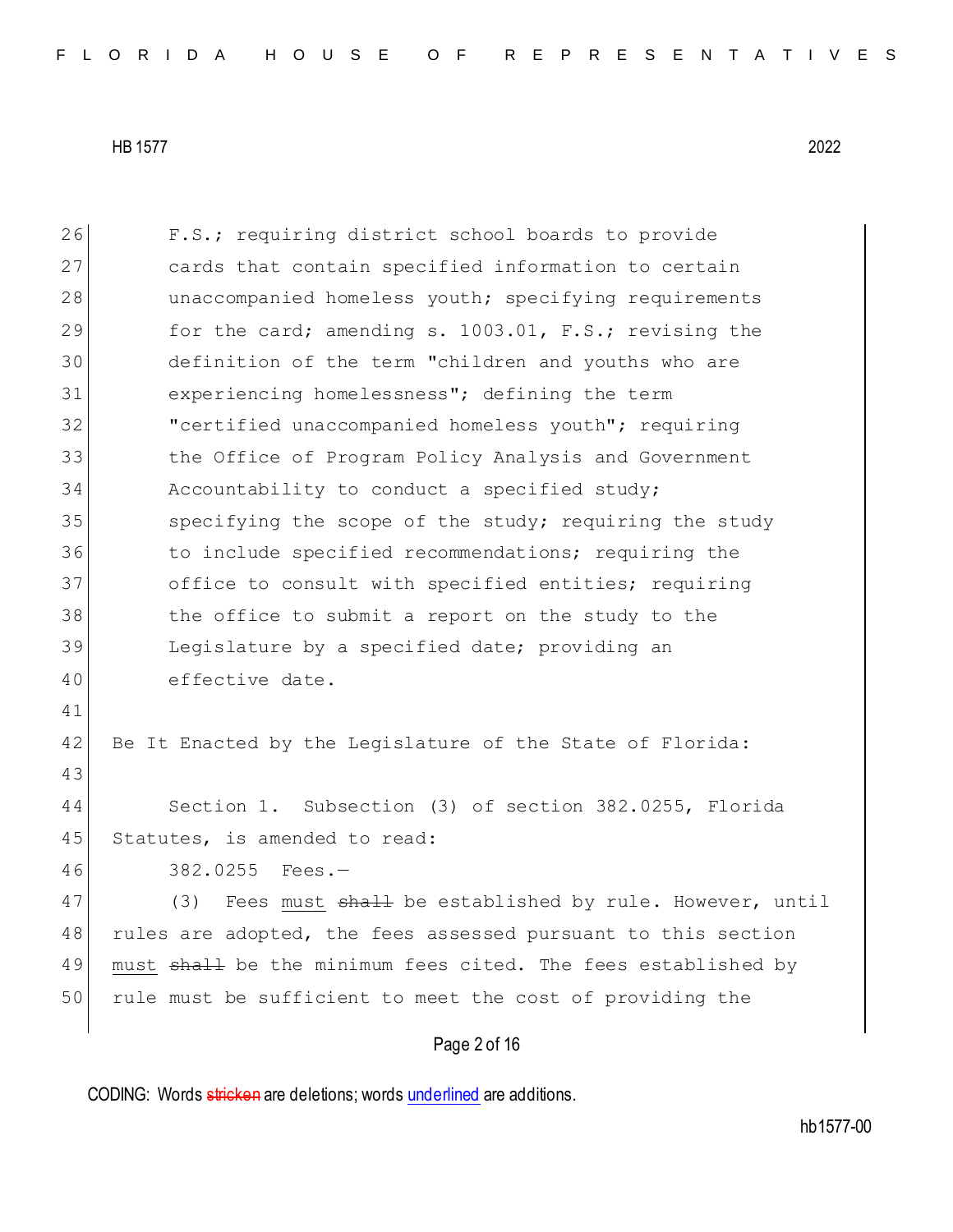F.S.; requiring district school boards to provide cards that contain specified information to certain unaccompanied homeless youth; specifying requirements for the card; amending s. 1003.01, F.S.; revising the definition of the term "children and youths who are experiencing homelessness"; defining the term "certified unaccompanied homeless youth"; requiring the Office of Program Policy Analysis and Government Accountability to conduct a specified study; specifying the scope of the study; requiring the study to include specified recommendations; requiring the office to consult with specified entities; requiring the office to submit a report on the study to the Legislature by a specified date; providing an effective date.

Be It Enacted by the Legislature of the State of Florida:

Section 1. Subsection (3) of section 382.0255, Florida Statutes, is amended to read:

382.0255 Fees.—

(3) Fees <u>must</u> ~~shall~~ be established by rule. However, until rules are adopted, the fees assessed pursuant to this section <u>must</u> ~~shall~~ be the minimum fees cited. The fees established by rule must be sufficient to meet the cost of providing the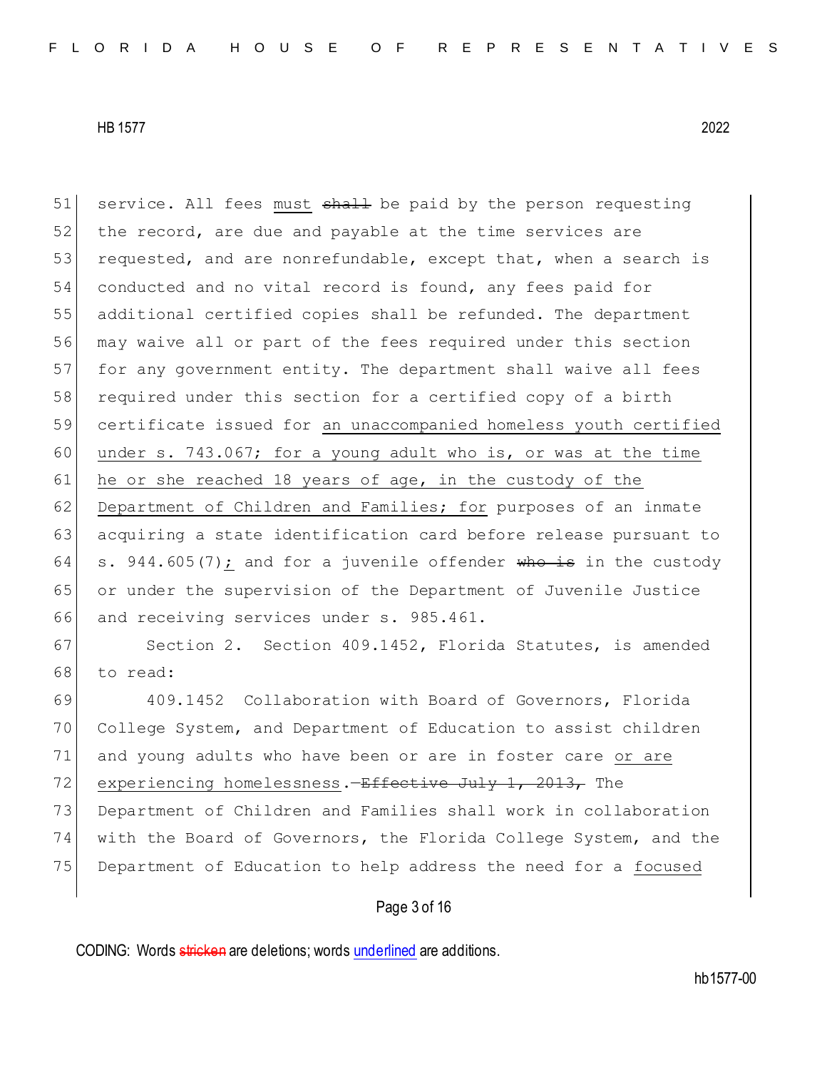51 service. All fees must ~~shall~~ be paid by the person requesting
52 the record, are due and payable at the time services are
53 requested, and are nonrefundable, except that, when a search is
54 conducted and no vital record is found, any fees paid for
55 additional certified copies shall be refunded. The department
56 may waive all or part of the fees required under this section
57 for any government entity. The department shall waive all fees
58 required under this section for a certified copy of a birth
59 certificate issued for <u>an unaccompanied homeless youth certified</u>
60 <u>under s. 743.067; for a young adult who is, or was at the time</u>
61 <u>he or she reached 18 years of age, in the custody of the</u>
62 <u>Department of Children and Families; for</u> purposes of an inmate
63 acquiring a state identification card before release pursuant to
64 s. 944.605(7)<u>;</u> and for a juvenile offender ~~who is~~ in the custody
65 or under the supervision of the Department of Juvenile Justice
66 and receiving services under s. 985.461.

67 Section 2. Section 409.1452, Florida Statutes, is amended
68 to read:

69 409.1452 Collaboration with Board of Governors, Florida
70 College System, and Department of Education to assist children
71 and young adults who have been or are in foster care <u>or are</u>
72 <u>experiencing homelessness</u>.~~—Effective July 1, 2013,~~ The
73 Department of Children and Families shall work in collaboration
74 with the Board of Governors, the Florida College System, and the
75 Department of Education to help address the need for a <u>focused</u>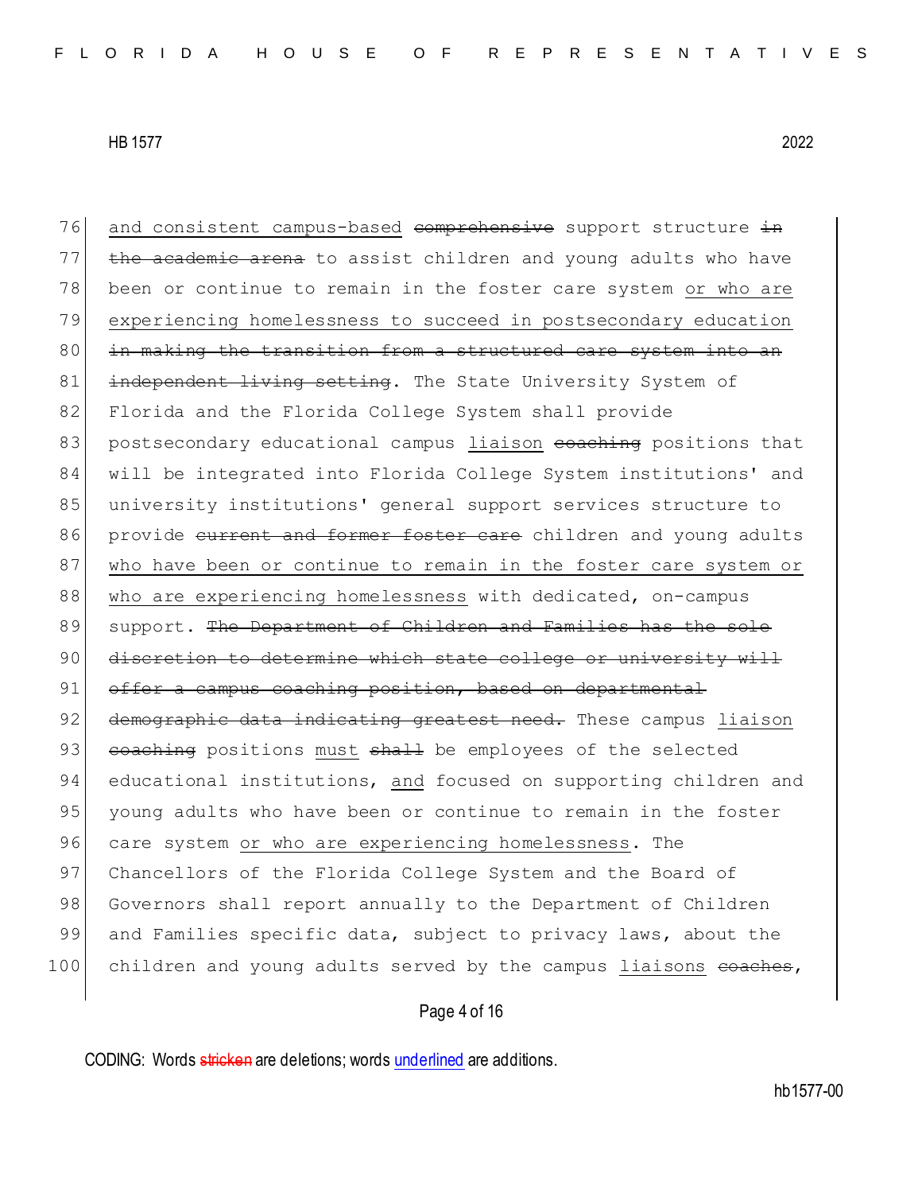76 and consistent campus-based ~~comprehensive~~ support structure ~~in~~
77 ~~the academic arena~~ to assist children and young adults who have
78 been or continue to remain in the foster care system <u>or who are</u>
79 <u>experiencing homelessness to succeed in postsecondary education</u>
80 ~~in making the transition from a structured care system into an~~
81 ~~independent living setting~~. The State University System of
82 Florida and the Florida College System shall provide
83 postsecondary educational campus <u>liaison</u> ~~coaching~~ positions that
84 will be integrated into Florida College System institutions' and
85 university institutions' general support services structure to
86 provide ~~current and former foster care~~ children and young adults
87 <u>who have been or continue to remain in the foster care system or</u>
88 <u>who are experiencing homelessness</u> with dedicated, on-campus
89 support. ~~The Department of Children and Families has the sole~~
90 ~~discretion to determine which state college or university will~~
91 ~~offer a campus coaching position, based on departmental~~
92 ~~demographic data indicating greatest need.~~ These campus <u>liaison</u>
93 ~~coaching~~ positions <u>must</u> ~~shall~~ be employees of the selected
94 educational institutions, <u>and</u> focused on supporting children and
95 young adults who have been or continue to remain in the foster
96 care system <u>or who are experiencing homelessness</u>. The
97 Chancellors of the Florida College System and the Board of
98 Governors shall report annually to the Department of Children
99 and Families specific data, subject to privacy laws, about the
100 children and young adults served by the campus <u>liaisons</u> ~~coaches~~,

CODING: Words ~~stricken~~ are deletions; words <u>underlined</u> are additions.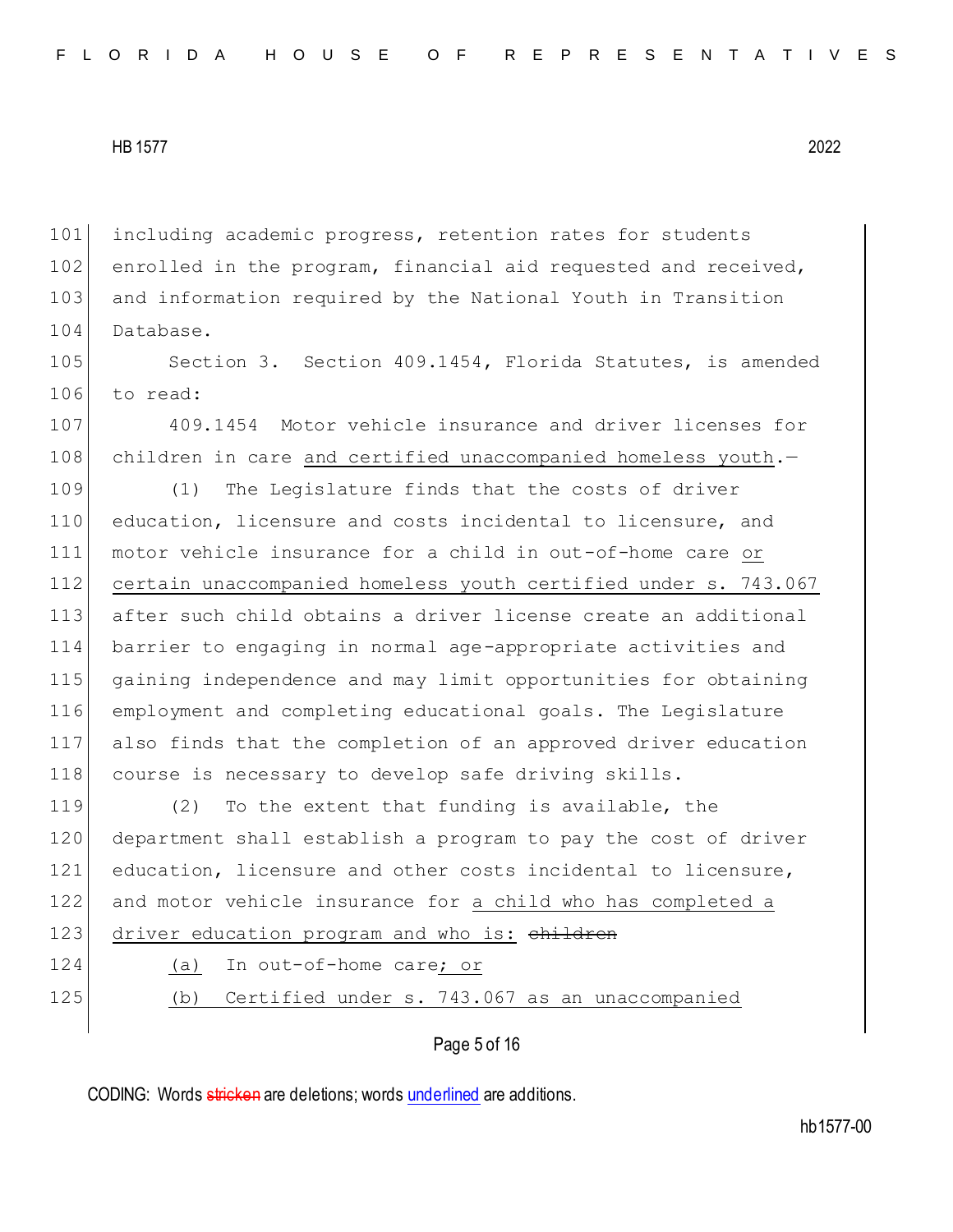including academic progress, retention rates for students enrolled in the program, financial aid requested and received, and information required by the National Youth in Transition Database.

Section 3. Section 409.1454, Florida Statutes, is amended to read:

409.1454 Motor vehicle insurance and driver licenses for children in care <u>and certified unaccompanied homeless youth</u>.—

(1) The Legislature finds that the costs of driver education, licensure and costs incidental to licensure, and motor vehicle insurance for a child in out-of-home care <u>or certain unaccompanied homeless youth certified under s. 743.067</u> after such child obtains a driver license create an additional barrier to engaging in normal age-appropriate activities and gaining independence and may limit opportunities for obtaining employment and completing educational goals. The Legislature also finds that the completion of an approved driver education course is necessary to develop safe driving skills.

(2) To the extent that funding is available, the department shall establish a program to pay the cost of driver education, licensure and other costs incidental to licensure, and motor vehicle insurance for <u>a child who has completed a driver education program and who is:</u> ~~children~~

<u>(a)</u> In out-of-home care<u>; or</u>

<u>(b) Certified under s. 743.067 as an unaccompanied</u>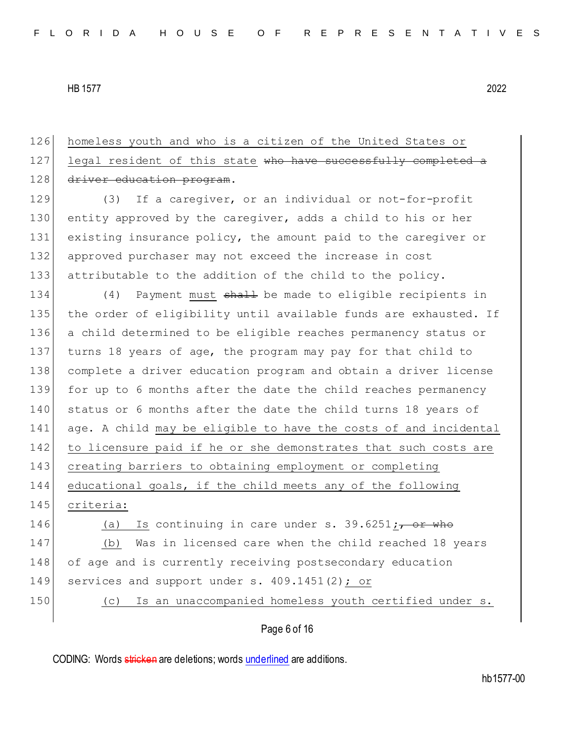homeless youth and who is a citizen of the United States or legal resident of this state ~~who have successfully completed a driver education program~~.

(3) If a caregiver, or an individual or not-for-profit entity approved by the caregiver, adds a child to his or her existing insurance policy, the amount paid to the caregiver or approved purchaser may not exceed the increase in cost attributable to the addition of the child to the policy.

(4) Payment must ~~shall~~ be made to eligible recipients in the order of eligibility until available funds are exhausted. If a child determined to be eligible reaches permanency status or turns 18 years of age, the program may pay for that child to complete a driver education program and obtain a driver license for up to 6 months after the date the child reaches permanency status or 6 months after the date the child turns 18 years of age. A child may be eligible to have the costs of and incidental to licensure paid if he or she demonstrates that such costs are creating barriers to obtaining employment or completing educational goals, if the child meets any of the following criteria:

(a) Is continuing in care under s. 39.6251; ~~, or who~~

(b) Was in licensed care when the child reached 18 years of age and is currently receiving postsecondary education services and support under s. 409.1451(2); or

(c) Is an unaccompanied homeless youth certified under s.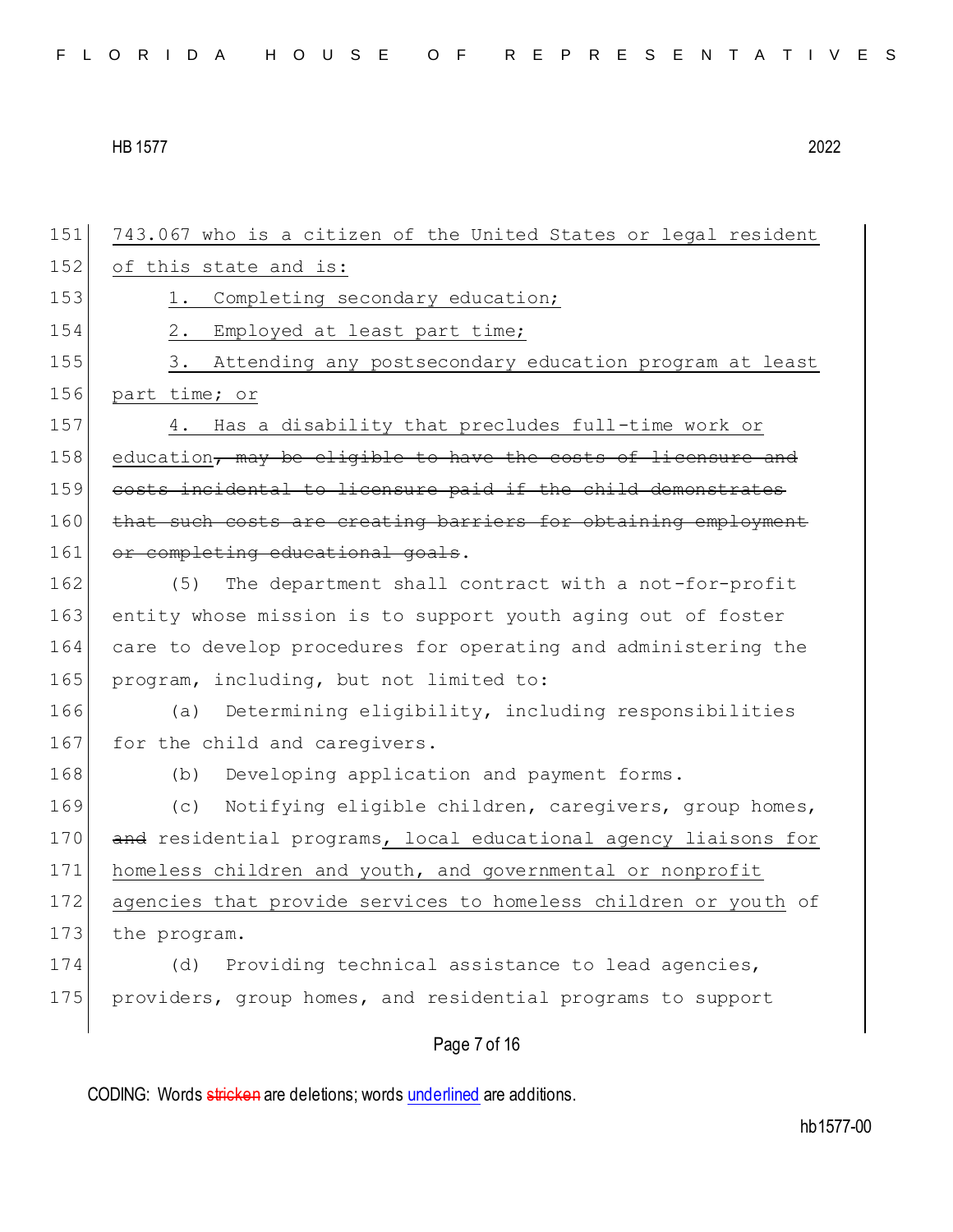151 743.067 who is a citizen of the United States or legal resident
152 of this state and is:
153 1. Completing secondary education;
154 2. Employed at least part time;
155 3. Attending any postsecondary education program at least
156 part time; or
157 4. Has a disability that precludes full-time work or
158 education, may be eligible to have the costs of licensure and
159 costs incidental to licensure paid if the child demonstrates
160 that such costs are creating barriers for obtaining employment
161 or completing educational goals.
162 (5) The department shall contract with a not-for-profit
163 entity whose mission is to support youth aging out of foster
164 care to develop procedures for operating and administering the
165 program, including, but not limited to:
166 (a) Determining eligibility, including responsibilities
167 for the child and caregivers.
168 (b) Developing application and payment forms.
169 (c) Notifying eligible children, caregivers, group homes,
170 and residential programs, local educational agency liaisons for
171 homeless children and youth, and governmental or nonprofit
172 agencies that provide services to homeless children or youth of
173 the program.
174 (d) Providing technical assistance to lead agencies,
175 providers, group homes, and residential programs to support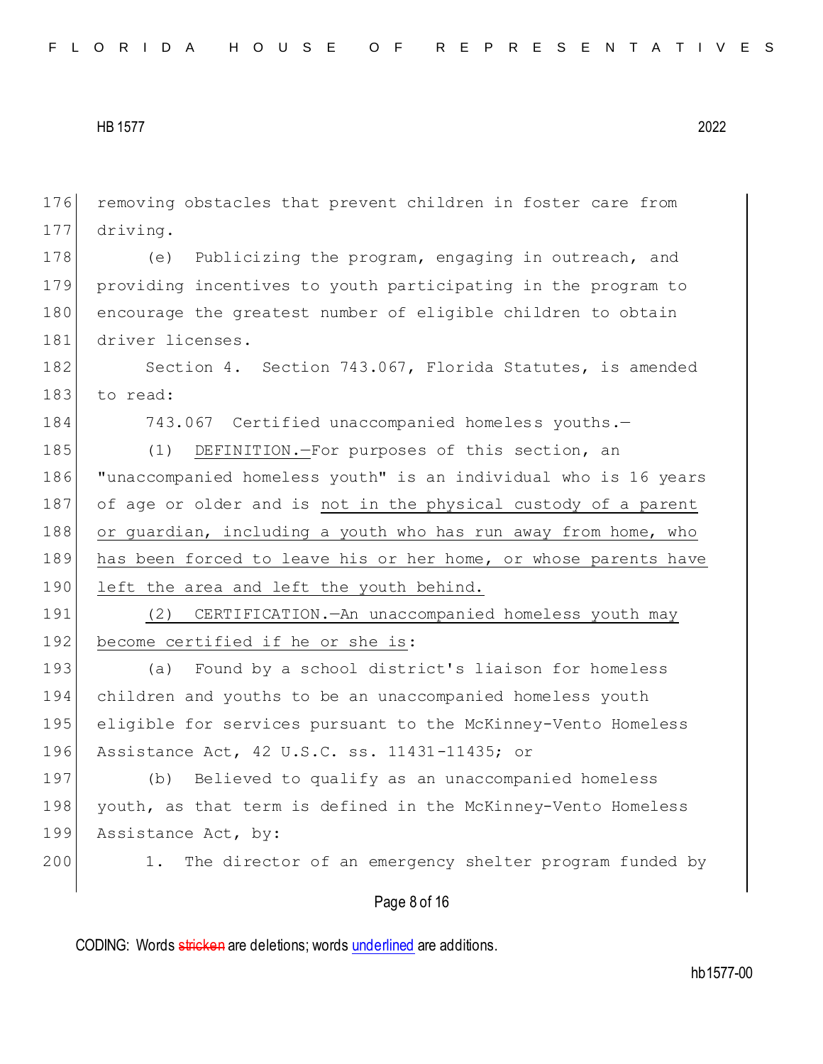removing obstacles that prevent children in foster care from driving.

(e) Publicizing the program, engaging in outreach, and providing incentives to youth participating in the program to encourage the greatest number of eligible children to obtain driver licenses.

Section 4. Section 743.067, Florida Statutes, is amended to read:

743.067 Certified unaccompanied homeless youths.—

(1) <u>DEFINITION.</u>—For purposes of this section, an "unaccompanied homeless youth" is an individual who is 16 years of age or older and is <u>not in the physical custody of a parent or guardian, including a youth who has run away from home, who has been forced to leave his or her home, or whose parents have left the area and left the youth behind.</u>

<u>(2) CERTIFICATION.—An unaccompanied homeless youth may become certified if he or she is</u>:

(a) Found by a school district's liaison for homeless children and youths to be an unaccompanied homeless youth eligible for services pursuant to the McKinney-Vento Homeless Assistance Act, 42 U.S.C. ss. 11431-11435; or

(b) Believed to qualify as an unaccompanied homeless youth, as that term is defined in the McKinney-Vento Homeless Assistance Act, by:

1. The director of an emergency shelter program funded by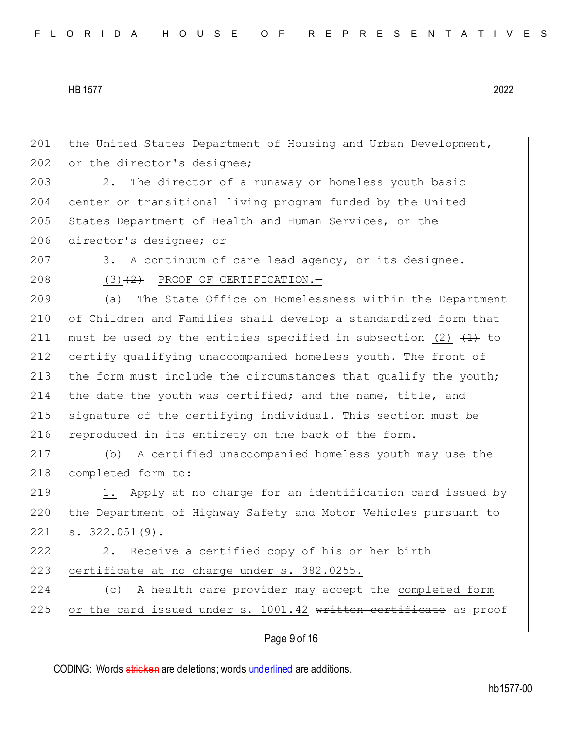201 the United States Department of Housing and Urban Development,
202 or the director's designee;

203 2. The director of a runaway or homeless youth basic
204 center or transitional living program funded by the United
205 States Department of Health and Human Services, or the
206 director's designee; or

207 3. A continuum of care lead agency, or its designee.

208 <u>(3)</u>~~(2)~~ <u>PROOF OF CERTIFICATION.—</u>

209 (a) The State Office on Homelessness within the Department
210 of Children and Families shall develop a standardized form that
211 must be used by the entities specified in subsection <u>(2)</u> ~~(1)~~ to
212 certify qualifying unaccompanied homeless youth. The front of
213 the form must include the circumstances that qualify the youth;
214 the date the youth was certified; and the name, title, and
215 signature of the certifying individual. This section must be
216 reproduced in its entirety on the back of the form.

217 (b) A certified unaccompanied homeless youth may use the
218 completed form to<u>:</u>

219 <u>1.</u> Apply at no charge for an identification card issued by
220 the Department of Highway Safety and Motor Vehicles pursuant to
221 s. 322.051(9).

222 <u>2. Receive a certified copy of his or her birth</u>
223 <u>certificate at no charge under s. 382.0255.</u>

224 (c) A health care provider may accept the <u>completed form</u>
225 <u>or the card issued under s. 1001.42</u> ~~written certificate~~ as proof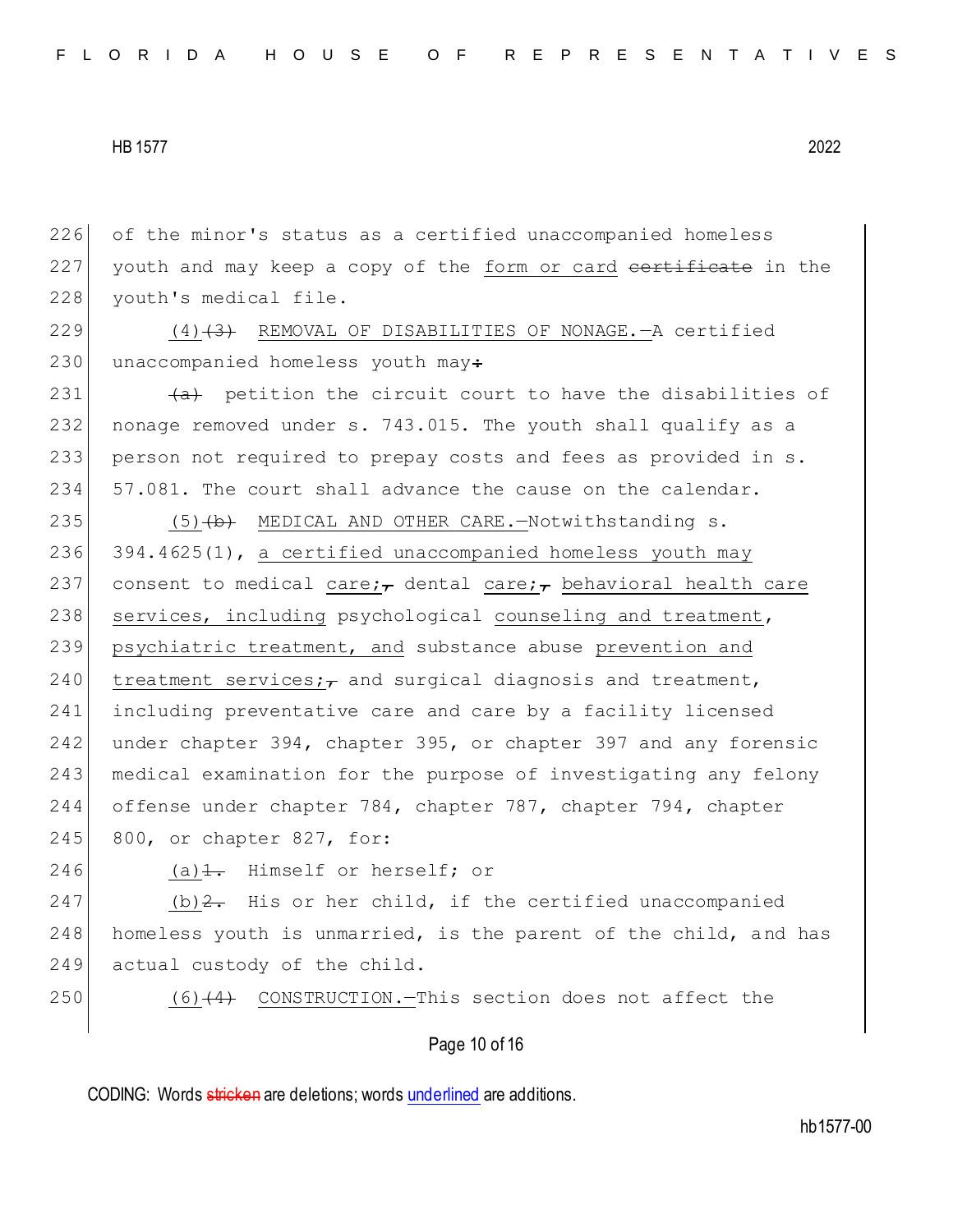226 of the minor's status as a certified unaccompanied homeless
227 youth and may keep a copy of the form or card ~~certificate~~ in the
228 youth's medical file.

229 (4)~~(3)~~ REMOVAL OF DISABILITIES OF NONAGE.—A certified
230 unaccompanied homeless youth may~~:~~

231 ~~(a)~~ petition the circuit court to have the disabilities of
232 nonage removed under s. 743.015. The youth shall qualify as a
233 person not required to prepay costs and fees as provided in s.
234 57.081. The court shall advance the cause on the calendar.

235 (5)~~(b)~~ MEDICAL AND OTHER CARE.—Notwithstanding s.
236 394.4625(1), a certified unaccompanied homeless youth may
237 consent to medical care;~~,~~ dental care;~~,~~ behavioral health care
238 services, including psychological counseling and treatment,
239 psychiatric treatment, and substance abuse prevention and
240 treatment services;~~,~~ and surgical diagnosis and treatment,
241 including preventative care and care by a facility licensed
242 under chapter 394, chapter 395, or chapter 397 and any forensic
243 medical examination for the purpose of investigating any felony
244 offense under chapter 784, chapter 787, chapter 794, chapter
245 800, or chapter 827, for:

246 (a)~~1.~~ Himself or herself; or

247 (b)~~2.~~ His or her child, if the certified unaccompanied
248 homeless youth is unmarried, is the parent of the child, and has
249 actual custody of the child.

250 (6)~~(4)~~ CONSTRUCTION.—This section does not affect the

CODING: Words ~~stricken~~ are deletions; words underlined are additions.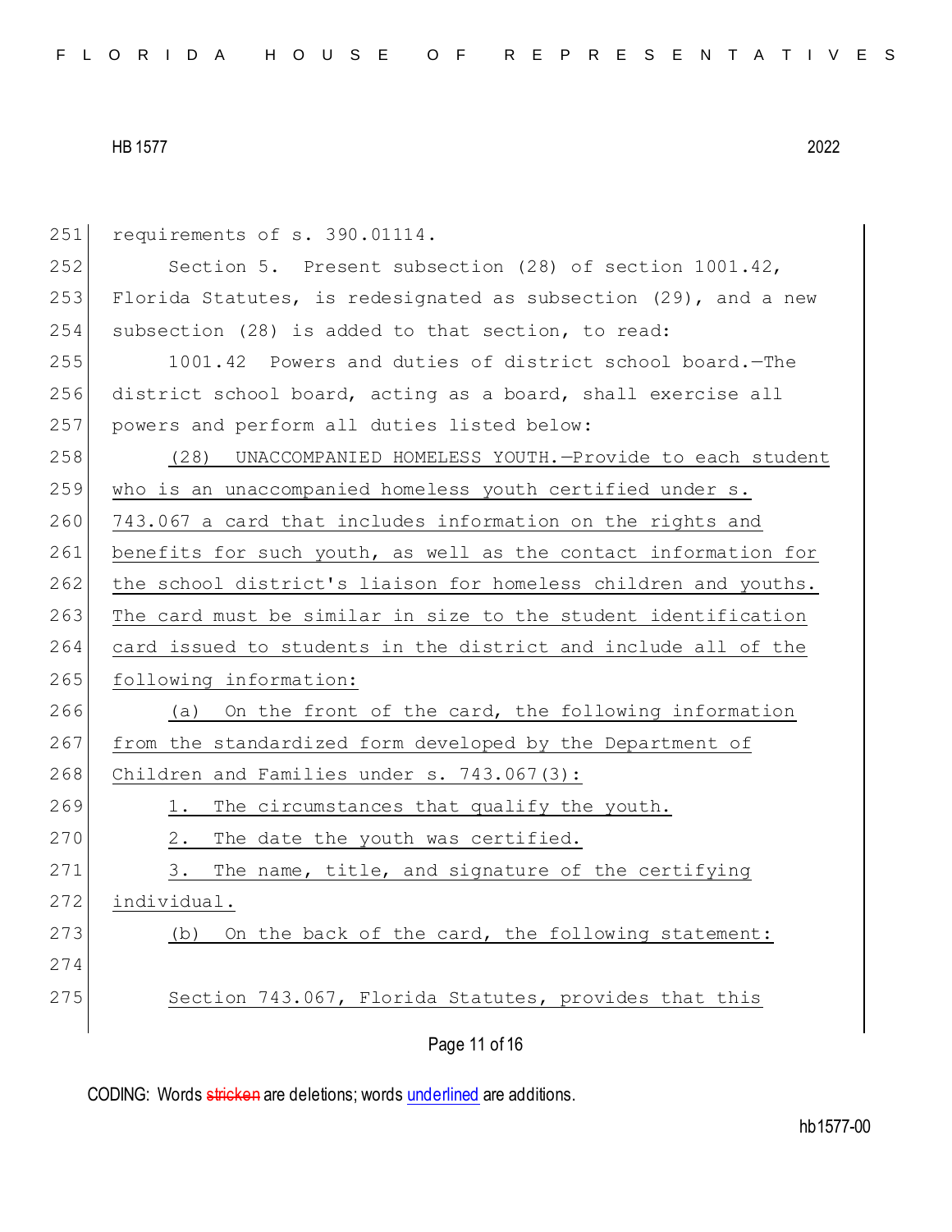requirements of s. 390.01114.

Section 5. Present subsection (28) of section 1001.42, Florida Statutes, is redesignated as subsection (29), and a new subsection (28) is added to that section, to read:

1001.42 Powers and duties of district school board.—The district school board, acting as a board, shall exercise all powers and perform all duties listed below:

(28) UNACCOMPANIED HOMELESS YOUTH.—Provide to each student who is an unaccompanied homeless youth certified under s. 743.067 a card that includes information on the rights and benefits for such youth, as well as the contact information for the school district's liaison for homeless children and youths. The card must be similar in size to the student identification card issued to students in the district and include all of the following information:

(a) On the front of the card, the following information from the standardized form developed by the Department of Children and Families under s. 743.067(3):

1. The circumstances that qualify the youth.

2. The date the youth was certified.

3. The name, title, and signature of the certifying individual.

(b) On the back of the card, the following statement:

Section 743.067, Florida Statutes, provides that this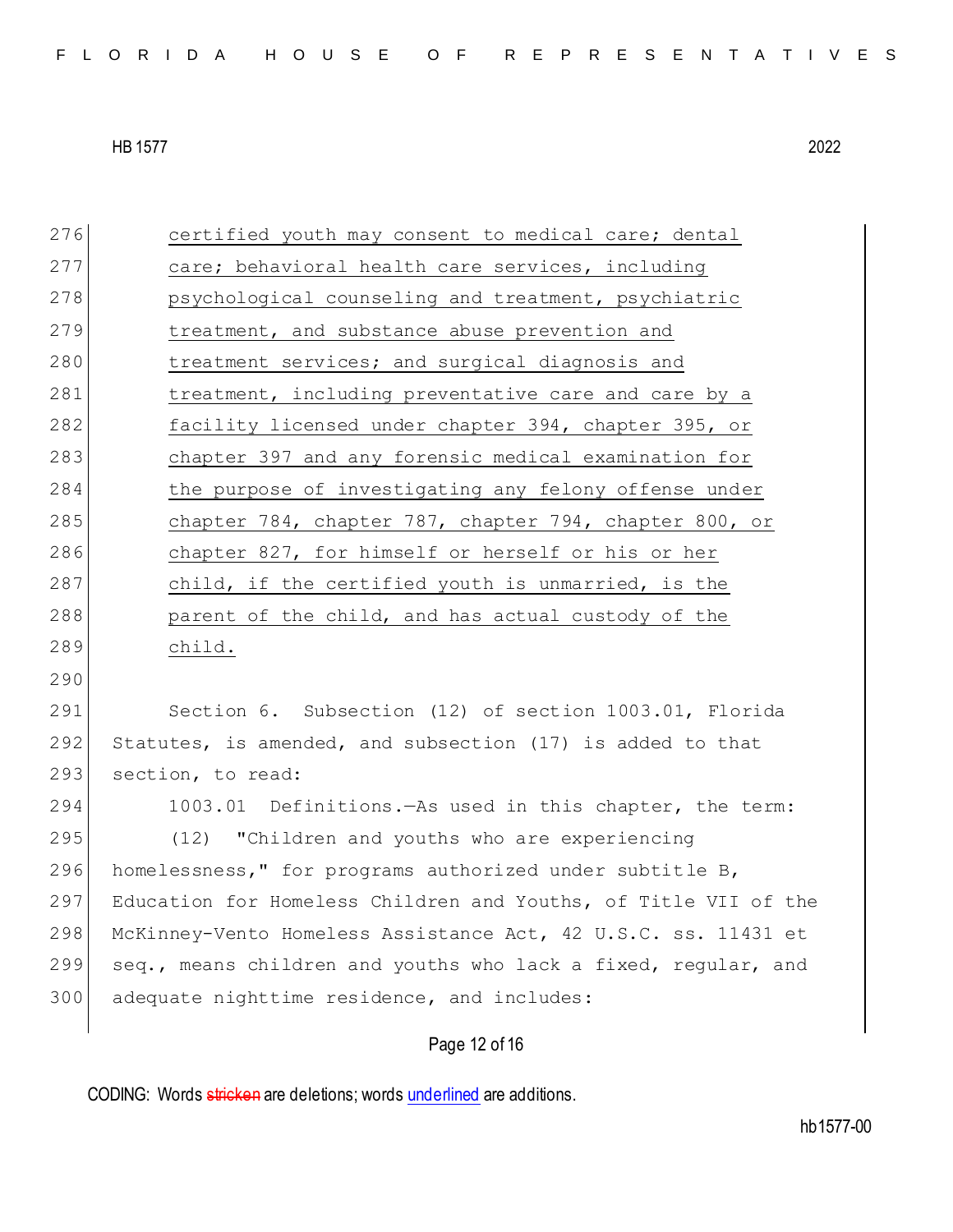certified youth may consent to medical care; dental care; behavioral health care services, including psychological counseling and treatment, psychiatric treatment, and substance abuse prevention and treatment services; and surgical diagnosis and treatment, including preventative care and care by a facility licensed under chapter 394, chapter 395, or chapter 397 and any forensic medical examination for the purpose of investigating any felony offense under chapter 784, chapter 787, chapter 794, chapter 800, or chapter 827, for himself or herself or his or her child, if the certified youth is unmarried, is the parent of the child, and has actual custody of the child.

Section 6. Subsection (12) of section 1003.01, Florida Statutes, is amended, and subsection (17) is added to that section, to read:

1003.01 Definitions.—As used in this chapter, the term:

(12) "Children and youths who are experiencing homelessness," for programs authorized under subtitle B, Education for Homeless Children and Youths, of Title VII of the McKinney-Vento Homeless Assistance Act, 42 U.S.C. ss. 11431 et seq., means children and youths who lack a fixed, regular, and adequate nighttime residence, and includes: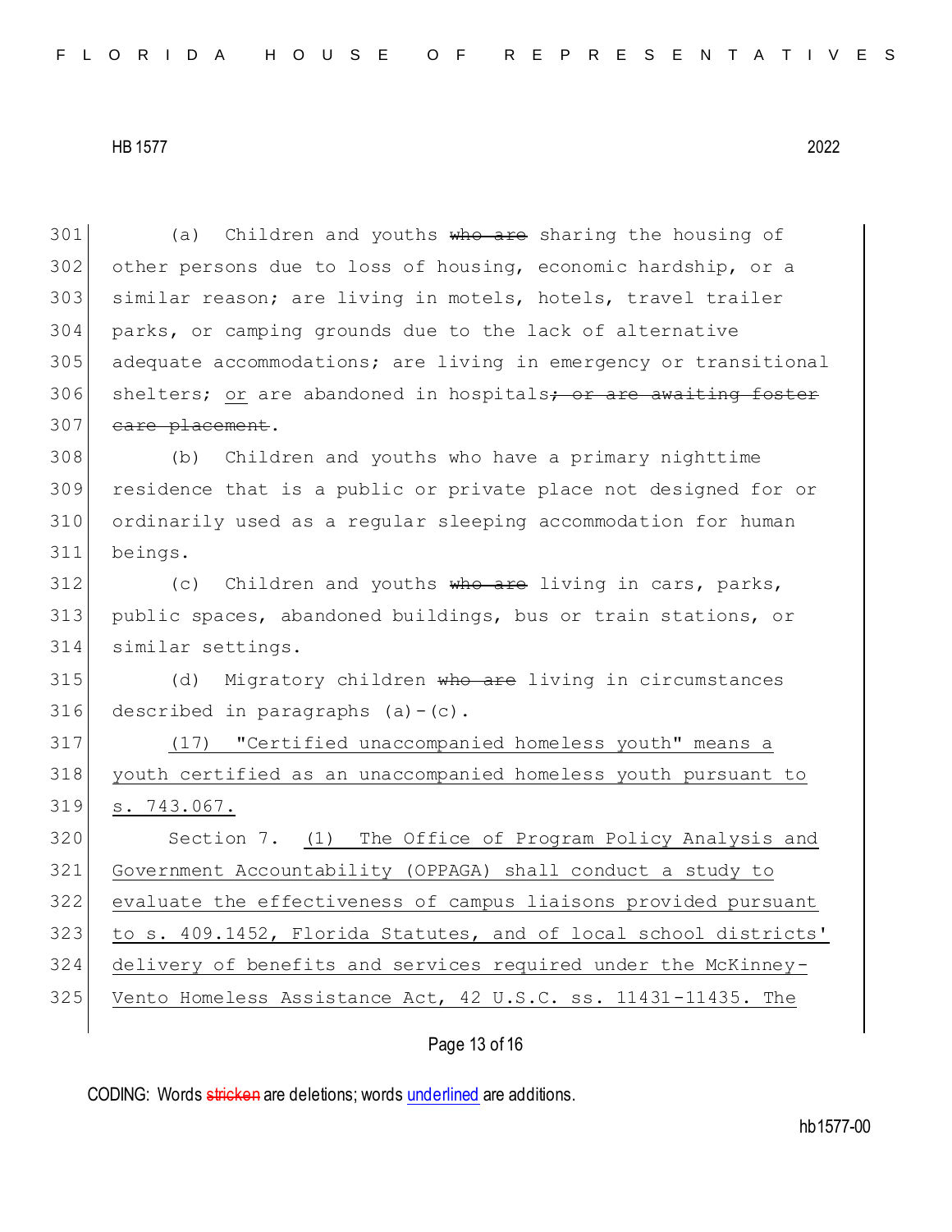(a) Children and youths ~~who are~~ sharing the housing of other persons due to loss of housing, economic hardship, or a similar reason; are living in motels, hotels, travel trailer parks, or camping grounds due to the lack of alternative adequate accommodations; are living in emergency or transitional shelters; <u>or</u> are abandoned in hospitals~~; or are awaiting foster care placement~~.

(b) Children and youths who have a primary nighttime residence that is a public or private place not designed for or ordinarily used as a regular sleeping accommodation for human beings.

(c) Children and youths ~~who are~~ living in cars, parks, public spaces, abandoned buildings, bus or train stations, or similar settings.

(d) Migratory children ~~who are~~ living in circumstances described in paragraphs (a)-(c).

<u>(17) "Certified unaccompanied homeless youth" means a youth certified as an unaccompanied homeless youth pursuant to s. 743.067.</u>

Section 7. <u>(1) The Office of Program Policy Analysis and Government Accountability (OPPAGA) shall conduct a study to evaluate the effectiveness of campus liaisons provided pursuant to s. 409.1452, Florida Statutes, and of local school districts' delivery of benefits and services required under the McKinney-Vento Homeless Assistance Act, 42 U.S.C. ss. 11431-11435. The</u>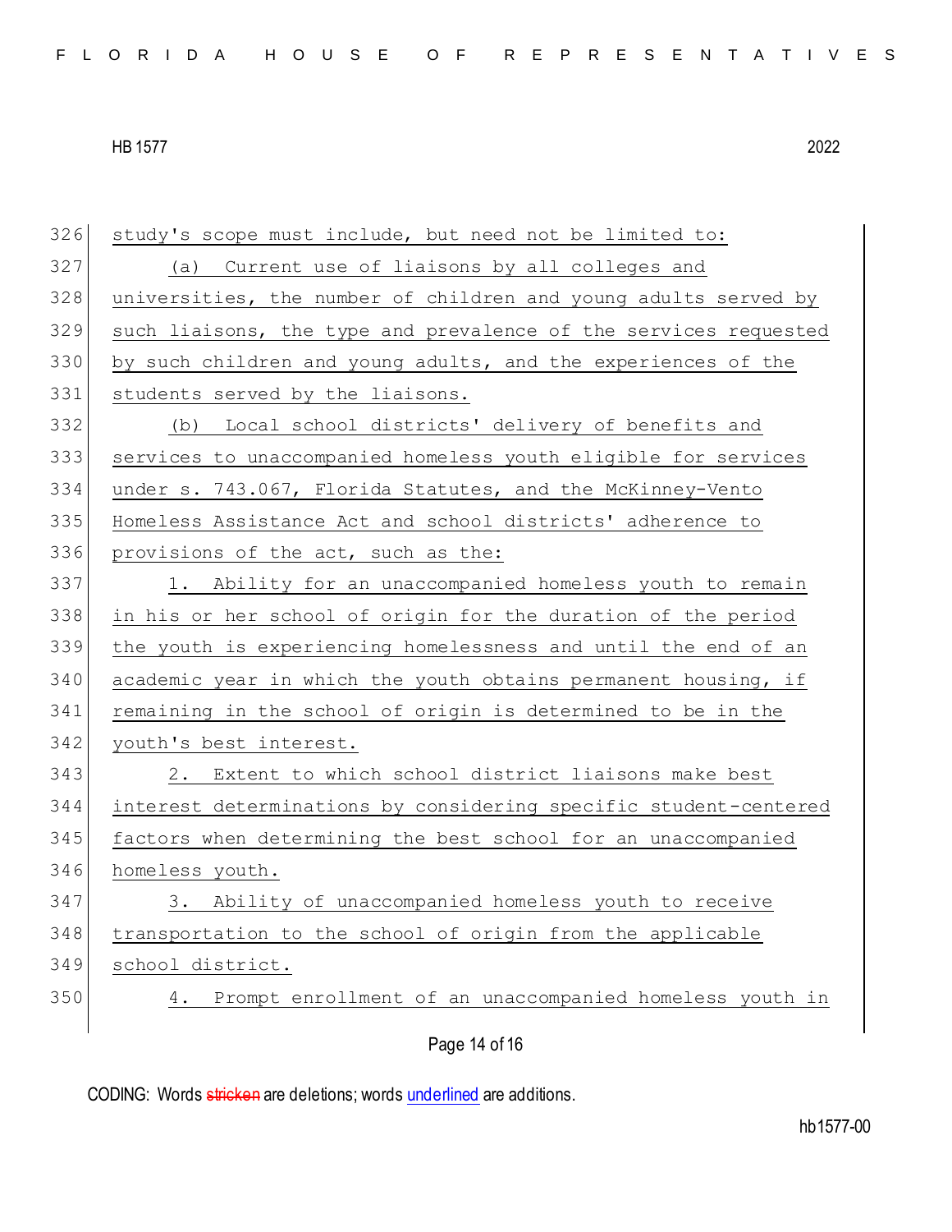326 study's scope must include, but need not be limited to:

327 (a) Current use of liaisons by all colleges and
328 universities, the number of children and young adults served by
329 such liaisons, the type and prevalence of the services requested
330 by such children and young adults, and the experiences of the
331 students served by the liaisons.

332 (b) Local school districts' delivery of benefits and
333 services to unaccompanied homeless youth eligible for services
334 under s. 743.067, Florida Statutes, and the McKinney-Vento
335 Homeless Assistance Act and school districts' adherence to
336 provisions of the act, such as the:

337 1. Ability for an unaccompanied homeless youth to remain
338 in his or her school of origin for the duration of the period
339 the youth is experiencing homelessness and until the end of an
340 academic year in which the youth obtains permanent housing, if
341 remaining in the school of origin is determined to be in the
342 youth's best interest.

343 2. Extent to which school district liaisons make best
344 interest determinations by considering specific student-centered
345 factors when determining the best school for an unaccompanied
346 homeless youth.

347 3. Ability of unaccompanied homeless youth to receive
348 transportation to the school of origin from the applicable
349 school district.

350 4. Prompt enrollment of an unaccompanied homeless youth in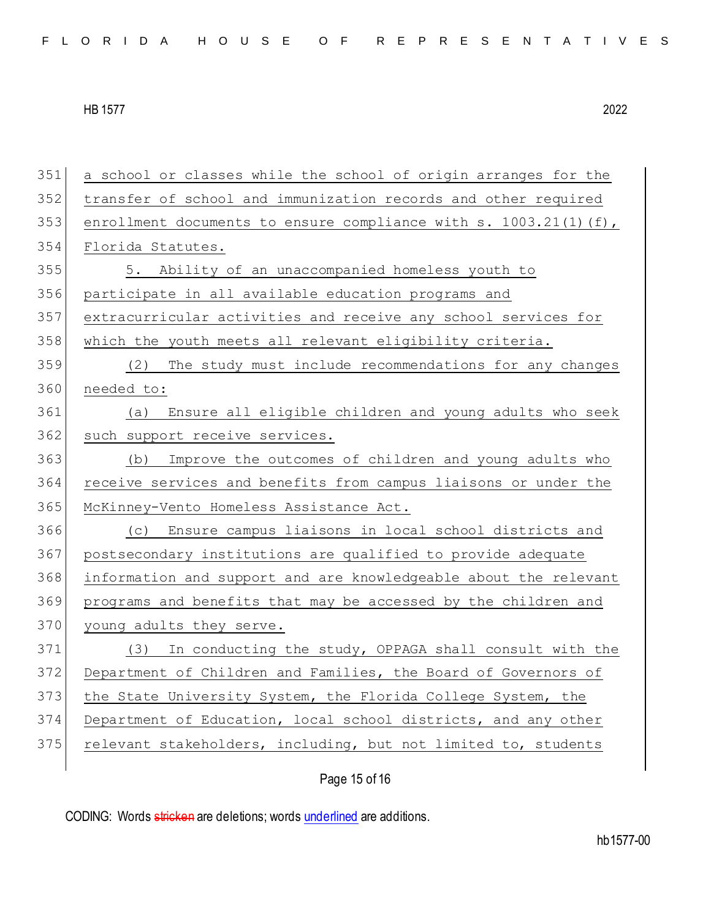a school or classes while the school of origin arranges for the transfer of school and immunization records and other required enrollment documents to ensure compliance with s. 1003.21(1)(f), Florida Statutes.

5. Ability of an unaccompanied homeless youth to participate in all available education programs and extracurricular activities and receive any school services for which the youth meets all relevant eligibility criteria.

(2) The study must include recommendations for any changes needed to:

(a) Ensure all eligible children and young adults who seek such support receive services.

(b) Improve the outcomes of children and young adults who receive services and benefits from campus liaisons or under the McKinney-Vento Homeless Assistance Act.

(c) Ensure campus liaisons in local school districts and postsecondary institutions are qualified to provide adequate information and support and are knowledgeable about the relevant programs and benefits that may be accessed by the children and young adults they serve.

(3) In conducting the study, OPPAGA shall consult with the Department of Children and Families, the Board of Governors of the State University System, the Florida College System, the Department of Education, local school districts, and any other relevant stakeholders, including, but not limited to, students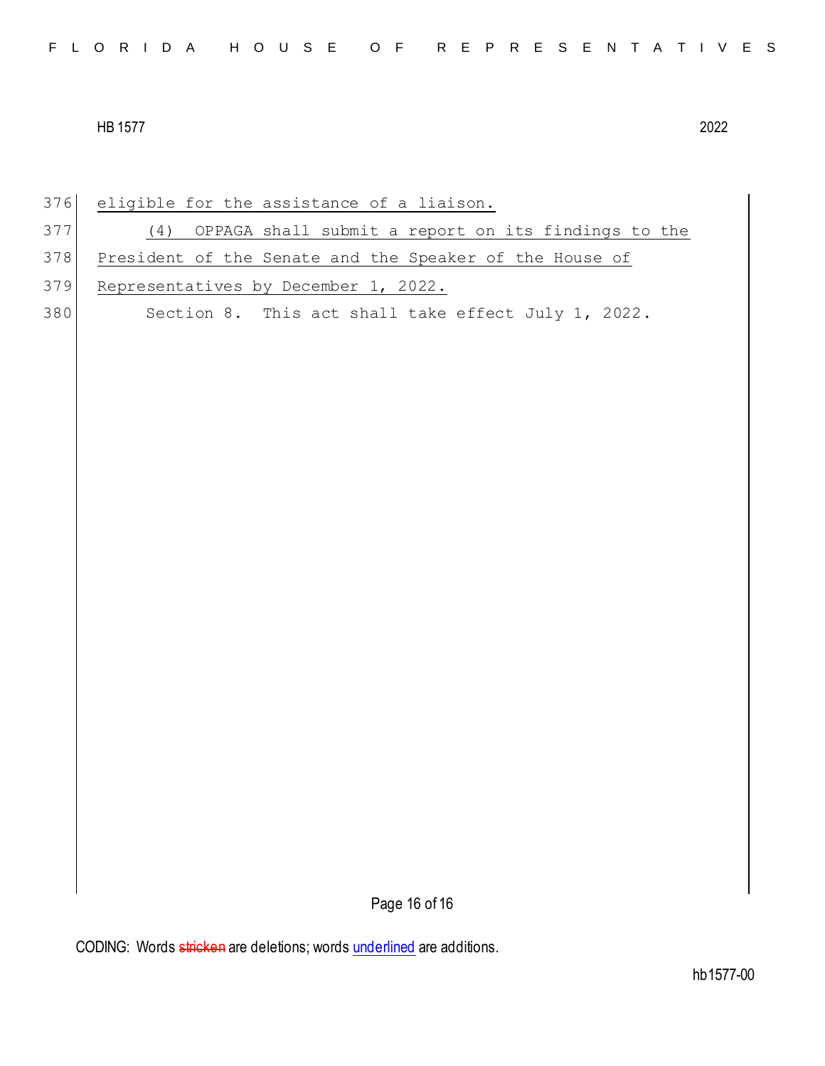eligible for the assistance of a liaison.

(4) OPPAGA shall submit a report on its findings to the President of the Senate and the Speaker of the House of Representatives by December 1, 2022.

Section 8. This act shall take effect July 1, 2022.